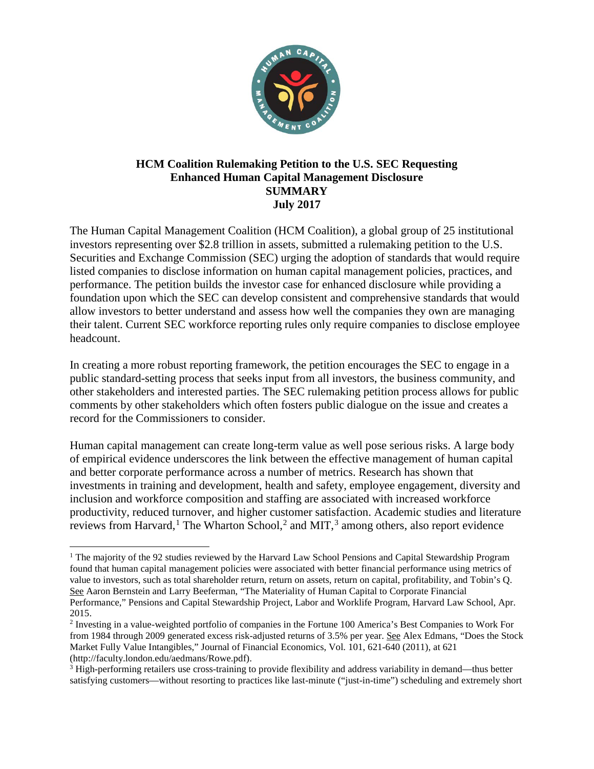# HCM Coalition Rulemaking Petition to the U.S. SEC Requesting Enhanced Human Capital Management Disclosure

**SUMMARY**

**July 2017**

The Human Capital Management Coalition (HCM Coalition), a global group of 25 institutional investors representing over $2.8 trillion in assets, submitted a rulemaking petition to the U.S. Securities and Exchange Commission (SEC) urging the adoption of standards that would require listed companies to disclose information on human capital management policies, practices, and performance. The petition builds the investor case for enhanced disclosure while providing a foundation upon which the SEC can develop consistent and comprehensive standards that would allow investors to better understand and assess how well the companies they own are managing their talent. Current SEC workforce reporting rules only require companies to disclose employee headcount.

In creating a more robust reporting framework, the petition encourages the SEC to engage in a public standard-setting process that seeks input from all investors, the business community, and other stakeholders and interested parties. The SEC rulemaking petition process allows for public comments by other stakeholders which often fosters public dialogue on the issue and creates a record for the Commissioners to consider.

Human capital management can create long-term value as well pose serious risks. A large body of empirical evidence underscores the link between the effective management of human capital and better corporate performance across a number of metrics. Research has shown that investments in training and development, health and safety, employee engagement, diversity and inclusion and workforce composition and staffing are associated with increased workforce productivity, reduced turnover, and higher customer satisfaction. Academic studies and literature reviews from Harvard,[1] The Wharton School,[2] and MIT,[3] among others, also report evidence

---

[1] The majority of the 92 studies reviewed by the Harvard Law School Pensions and Capital Stewardship Program found that human capital management policies were associated with better financial performance using metrics of value to investors, such as total shareholder return, return on assets, return on capital, profitability, and Tobin's Q. See Aaron Bernstein and Larry Beeferman, "The Materiality of Human Capital to Corporate Financial Performance," Pensions and Capital Stewardship Project, Labor and Worklife Program, Harvard Law School, Apr. 2015.

[2] Investing in a value-weighted portfolio of companies in the Fortune 100 America's Best Companies to Work For from 1984 through 2009 generated excess risk-adjusted returns of 3.5% per year. See Alex Edmans, "Does the Stock Market Fully Value Intangibles," Journal of Financial Economics, Vol. 101, 621-640 (2011), at 621 (http://faculty.london.edu/aedmans/Rowe.pdf).

[3] High-performing retailers use cross-training to provide flexibility and address variability in demand—thus better satisfying customers—without resorting to practices like last-minute ("just-in-time") scheduling and extremely short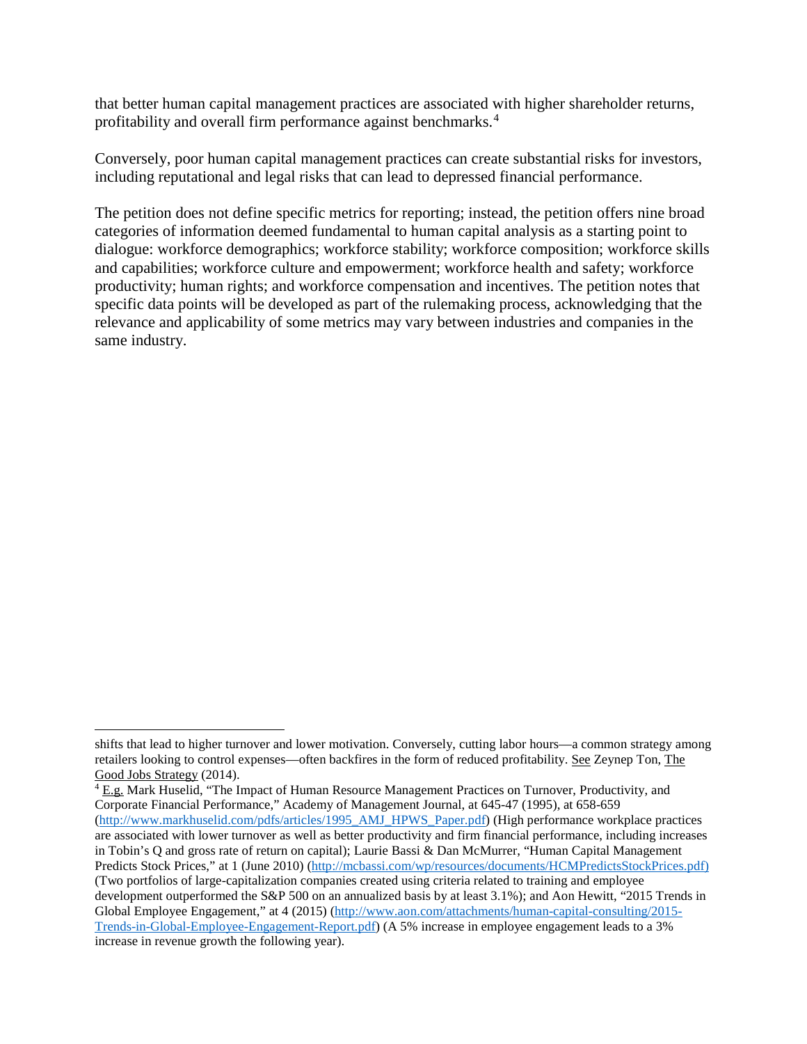that better human capital management practices are associated with higher shareholder returns, profitability and overall firm performance against benchmarks.[4]

Conversely, poor human capital management practices can create substantial risks for investors, including reputational and legal risks that can lead to depressed financial performance.

The petition does not define specific metrics for reporting; instead, the petition offers nine broad categories of information deemed fundamental to human capital analysis as a starting point to dialogue: workforce demographics; workforce stability; workforce composition; workforce skills and capabilities; workforce culture and empowerment; workforce health and safety; workforce productivity; human rights; and workforce compensation and incentives. The petition notes that specific data points will be developed as part of the rulemaking process, acknowledging that the relevance and applicability of some metrics may vary between industries and companies in the same industry.

---

shifts that lead to higher turnover and lower motivation. Conversely, cutting labor hours—a common strategy among retailers looking to control expenses—often backfires in the form of reduced profitability. See Zeynep Ton, The Good Jobs Strategy (2014).

[4] E.g. Mark Huselid, "The Impact of Human Resource Management Practices on Turnover, Productivity, and Corporate Financial Performance," Academy of Management Journal, at 645-47 (1995), at 658-659 (http://www.markhuselid.com/pdfs/articles/1995_AMJ_HPWS_Paper.pdf) (High performance workplace practices are associated with lower turnover as well as better productivity and firm financial performance, including increases in Tobin's Q and gross rate of return on capital); Laurie Bassi & Dan McMurrer, "Human Capital Management Predicts Stock Prices," at 1 (June 2010) (http://mcbassi.com/wp/resources/documents/HCMPredictsStockPrices.pdf) (Two portfolios of large-capitalization companies created using criteria related to training and employee development outperformed the S&P 500 on an annualized basis by at least 3.1%); and Aon Hewitt, "2015 Trends in Global Employee Engagement," at 4 (2015) (http://www.aon.com/attachments/human-capital-consulting/2015-Trends-in-Global-Employee-Engagement-Report.pdf) (A 5% increase in employee engagement leads to a 3% increase in revenue growth the following year).